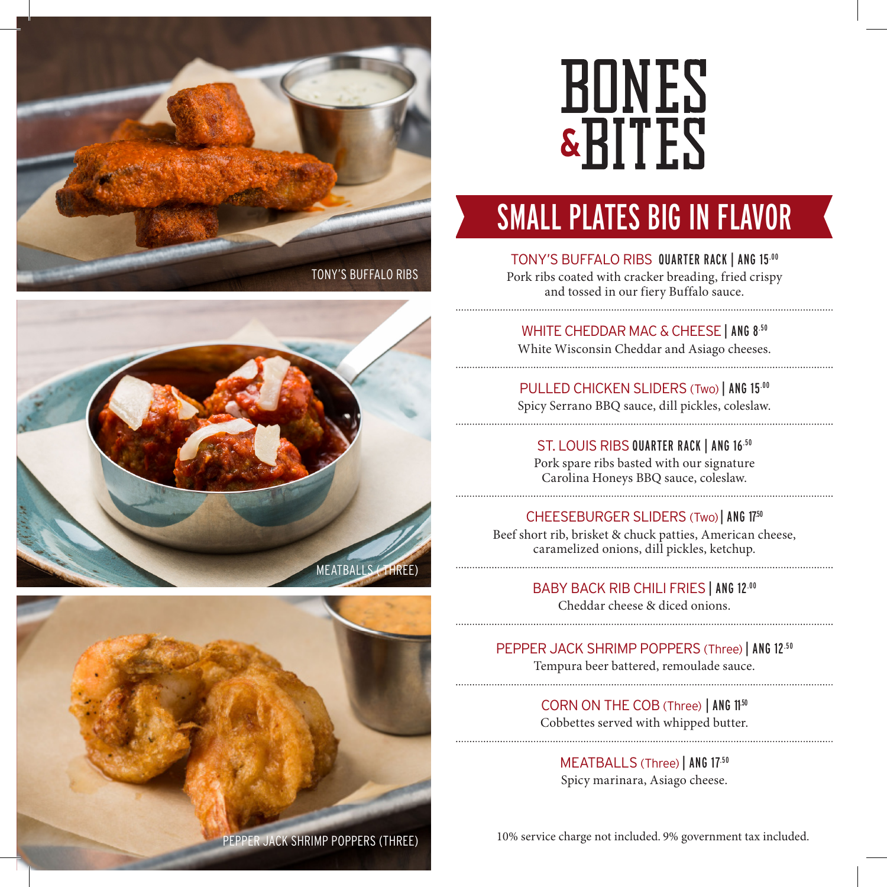# BONES & BITES

## SMALL PLATES BIG IN FLAVOR

**TONY'S BUFFALO RIBS** QUARTER RACK | ANG 15.00
Pork ribs coated with cracker breading, fried crispy and tossed in our fiery Buffalo sauce.

**WHITE CHEDDAR MAC & CHEESE** | ANG 8.50
White Wisconsin Cheddar and Asiago cheeses.

**PULLED CHICKEN SLIDERS** (Two) | ANG 15.00
Spicy Serrano BBQ sauce, dill pickles, coleslaw.

**ST. LOUIS RIBS** QUARTER RACK | ANG 16.50
Pork spare ribs basted with our signature Carolina Honeys BBQ sauce, coleslaw.

**CHEESEBURGER SLIDERS** (Two) | ANG 17.50
Beef short rib, brisket & chuck patties, American cheese, caramelized onions, dill pickles, ketchup.

**BABY BACK RIB CHILI FRIES** | ANG 12.00
Cheddar cheese & diced onions.

**PEPPER JACK SHRIMP POPPERS** (Three) | ANG 12.50
Tempura beer battered, remoulade sauce.

**CORN ON THE COB** (Three) | ANG 11.50
Cobbettes served with whipped butter.

**MEATBALLS** (Three) | ANG 17.50
Spicy marinara, Asiago cheese.

10% service charge not included. 9% government tax included.

TONY'S BUFFALO RIBS

MEATBALLS (THREE)

PEPPER JACK SHRIMP POPPERS (THREE)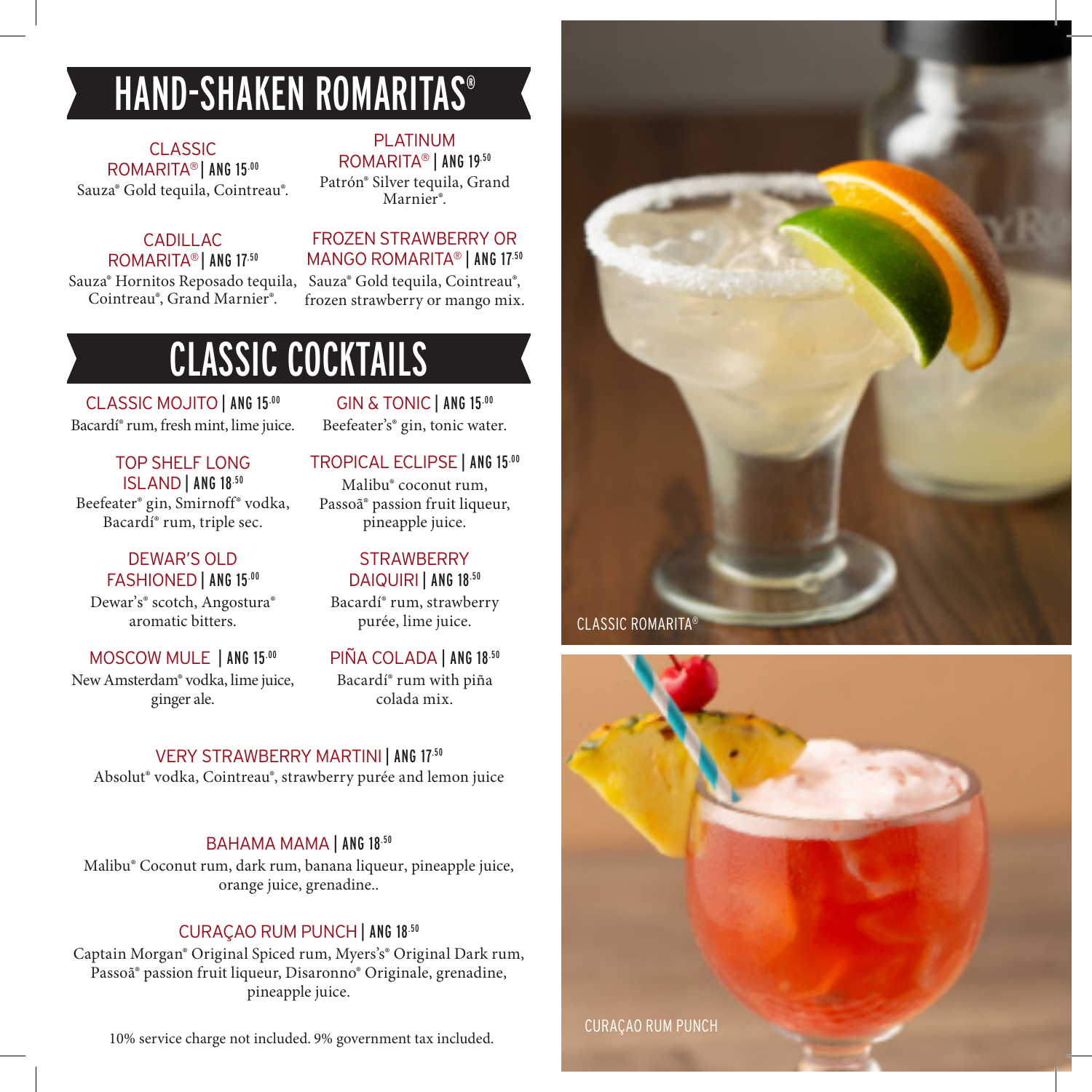# HAND-SHAKEN ROMARITAS®

**CLASSIC ROMARITA® | ANG 15.00**
Sauza® Gold tequila, Cointreau®.

**PLATINUM ROMARITA® | ANG 19.50**
Patrón® Silver tequila, Grand Marnier®.

**CADILLAC ROMARITA® | ANG 17.50**
Sauza® Hornitos Reposado tequila, Cointreau®, Grand Marnier®.

**FROZEN STRAWBERRY OR MANGO ROMARITA® | ANG 17.50**
Sauza® Gold tequila, Cointreau®, frozen strawberry or mango mix.

# CLASSIC COCKTAILS

**CLASSIC MOJITO | ANG 15.00**
Bacardí® rum, fresh mint, lime juice.

**GIN & TONIC | ANG 15.00**
Beefeater's® gin, tonic water.

**TOP SHELF LONG ISLAND | ANG 18.50**
Beefeater® gin, Smirnoff® vodka, Bacardí® rum, triple sec.

**TROPICAL ECLIPSE | ANG 15.00**
Malibu® coconut rum, Passoã® passion fruit liqueur, pineapple juice.

**DEWAR'S OLD FASHIONED | ANG 15.00**
Dewar's® scotch, Angostura® aromatic bitters.

**STRAWBERRY DAIQUIRI | ANG 18.50**
Bacardí® rum, strawberry purée, lime juice.

**MOSCOW MULE | ANG 15.00**
New Amsterdam® vodka, lime juice, ginger ale.

**PIÑA COLADA | ANG 18.50**
Bacardí® rum with piña colada mix.

**VERY STRAWBERRY MARTINI | ANG 17.50**
Absolut® vodka, Cointreau®, strawberry purée and lemon juice

**BAHAMA MAMA | ANG 18.50**
Malibu® Coconut rum, dark rum, banana liqueur, pineapple juice, orange juice, grenadine..

**CURAÇAO RUM PUNCH | ANG 18.50**
Captain Morgan® Original Spiced rum, Myers's® Original Dark rum, Passoã® passion fruit liqueur, Disaronno® Originale, grenadine, pineapple juice.

10% service charge not included. 9% government tax included.

CLASSIC ROMARITA®

CURAÇAO RUM PUNCH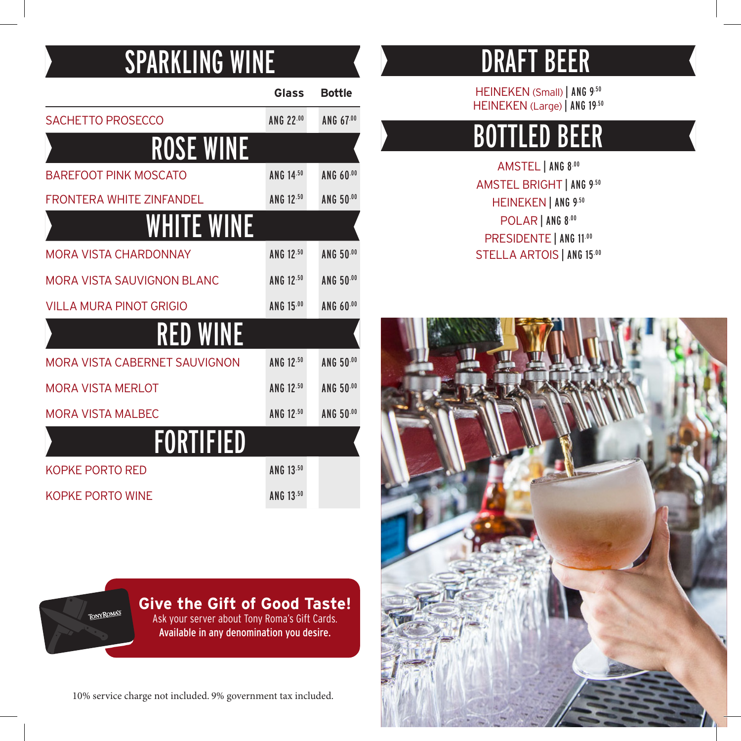# SPARKLING WINE

| | Glass | Bottle |
|---|---|---|
| SACHETTO PROSECCO | ANG 22.00 | ANG 67.00 |

# ROSE WINE

| | Glass | Bottle |
|---|---|---|
| BAREFOOT PINK MOSCATO | ANG 14.50 | ANG 60.00 |
| FRONTERA WHITE ZINFANDEL | ANG 12.50 | ANG 50.00 |

# WHITE WINE

| | Glass | Bottle |
|---|---|---|
| MORA VISTA CHARDONNAY | ANG 12.50 | ANG 50.00 |
| MORA VISTA SAUVIGNON BLANC | ANG 12.50 | ANG 50.00 |
| VILLA MURA PINOT GRIGIO | ANG 15.00 | ANG 60.00 |

# RED WINE

| | Glass | Bottle |
|---|---|---|
| MORA VISTA CABERNET SAUVIGNON | ANG 12.50 | ANG 50.00 |
| MORA VISTA MERLOT | ANG 12.50 | ANG 50.00 |
| MORA VISTA MALBEC | ANG 12.50 | ANG 50.00 |

# FORTIFIED

| | Glass | Bottle |
|---|---|---|
| KOPKE PORTO RED | ANG 13.50 | |
| KOPKE PORTO WINE | ANG 13.50 | |

**Give the Gift of Good Taste!**
Ask your server about Tony Roma's Gift Cards.
**Available in any denomination you desire.**

10% service charge not included. 9% government tax included.

# DRAFT BEER

HEINEKEN (Small) | ANG 9.50
HEINEKEN (Large) | ANG 19.50

# BOTTLED BEER

AMSTEL | ANG 8.00
AMSTEL BRIGHT | ANG 9.50
HEINEKEN | ANG 9.50
POLAR | ANG 8.00
PRESIDENTE | ANG 11.00
STELLA ARTOIS | ANG 15.00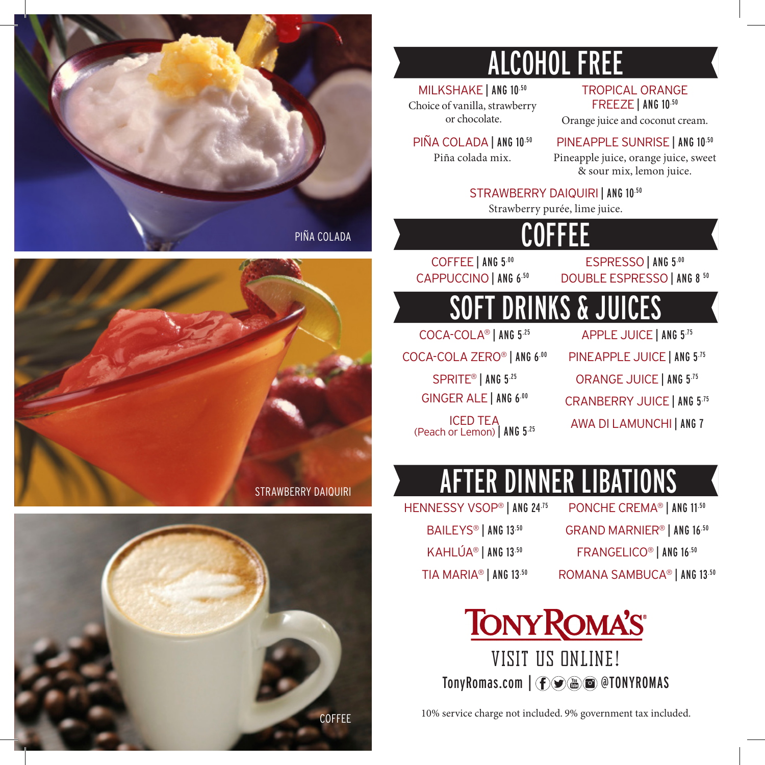PIÑA COLADA

STRAWBERRY DAIQUIRI

COFFEE

## ALCOHOL FREE

MILKSHAKE | ANG 10.50
Choice of vanilla, strawberry or chocolate.

TROPICAL ORANGE FREEZE | ANG 10.50
Orange juice and coconut cream.

PIÑA COLADA | ANG 10.50
Piña colada mix.

PINEAPPLE SUNRISE | ANG 10.50
Pineapple juice, orange juice, sweet & sour mix, lemon juice.

STRAWBERRY DAIQUIRI | ANG 10.50
Strawberry purée, lime juice.

## COFFEE

COFFEE | ANG 5.00

ESPRESSO | ANG 5.00

CAPPUCCINO | ANG 6.50

DOUBLE ESPRESSO | ANG 8.50

## SOFT DRINKS & JUICES

COCA-COLA® | ANG 5.25

APPLE JUICE | ANG 5.75

COCA-COLA ZERO® | ANG 6.00

PINEAPPLE JUICE | ANG 5.75

SPRITE® | ANG 5.25

ORANGE JUICE | ANG 5.75

GINGER ALE | ANG 6.00

CRANBERRY JUICE | ANG 5.75

ICED TEA (Peach or Lemon) | ANG 5.25

AWA DI LAMUNCHI | ANG 7

## AFTER DINNER LIBATIONS

HENNESSY VSOP® | ANG 24.75

PONCHE CREMA® | ANG 11.50

BAILEYS® | ANG 13.50

GRAND MARNIER® | ANG 16.50

KAHLÚA® | ANG 13.50

FRANGELICO® | ANG 16.50

TIA MARIA® | ANG 13.50

ROMANA SAMBUCA® | ANG 13.50

TONY ROMA'S®

VISIT US ONLINE!

TonyRomas.com | @TONYROMAS

10% service charge not included. 9% government tax included.